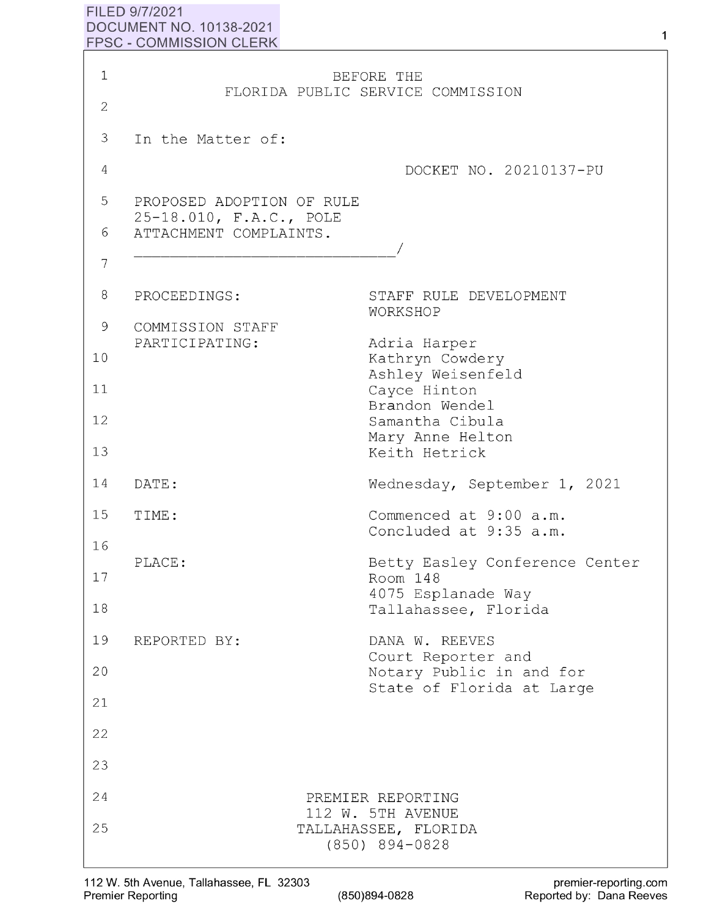FILED 9/7/2021
DOCUMENT NO. 10138-2021
FPSC - COMMISSION CLERK

BEFORE THE
FLORIDA PUBLIC SERVICE COMMISSION

In the Matter of:

DOCKET NO. 20210137-PU

PROPOSED ADOPTION OF RULE 25-18.010, F.A.C., POLE ATTACHMENT COMPLAINTS.
_____________________________/

| | |
|---|---|
| PROCEEDINGS: | STAFF RULE DEVELOPMENT WORKSHOP |
| COMMISSION STAFF PARTICIPATING: | Adria Harper<br>Kathryn Cowdery<br>Ashley Weisenfeld<br>Cayce Hinton<br>Brandon Wendel<br>Samantha Cibula<br>Mary Anne Helton<br>Keith Hetrick |
| DATE: | Wednesday, September 1, 2021 |
| TIME: | Commenced at 9:00 a.m.<br>Concluded at 9:35 a.m. |
| PLACE: | Betty Easley Conference Center<br>Room 148<br>4075 Esplanade Way<br>Tallahassee, Florida |
| REPORTED BY: | DANA W. REEVES<br>Court Reporter and<br>Notary Public in and for<br>State of Florida at Large |

PREMIER REPORTING
112 W. 5TH AVENUE
TALLAHASSEE, FLORIDA
(850) 894-0828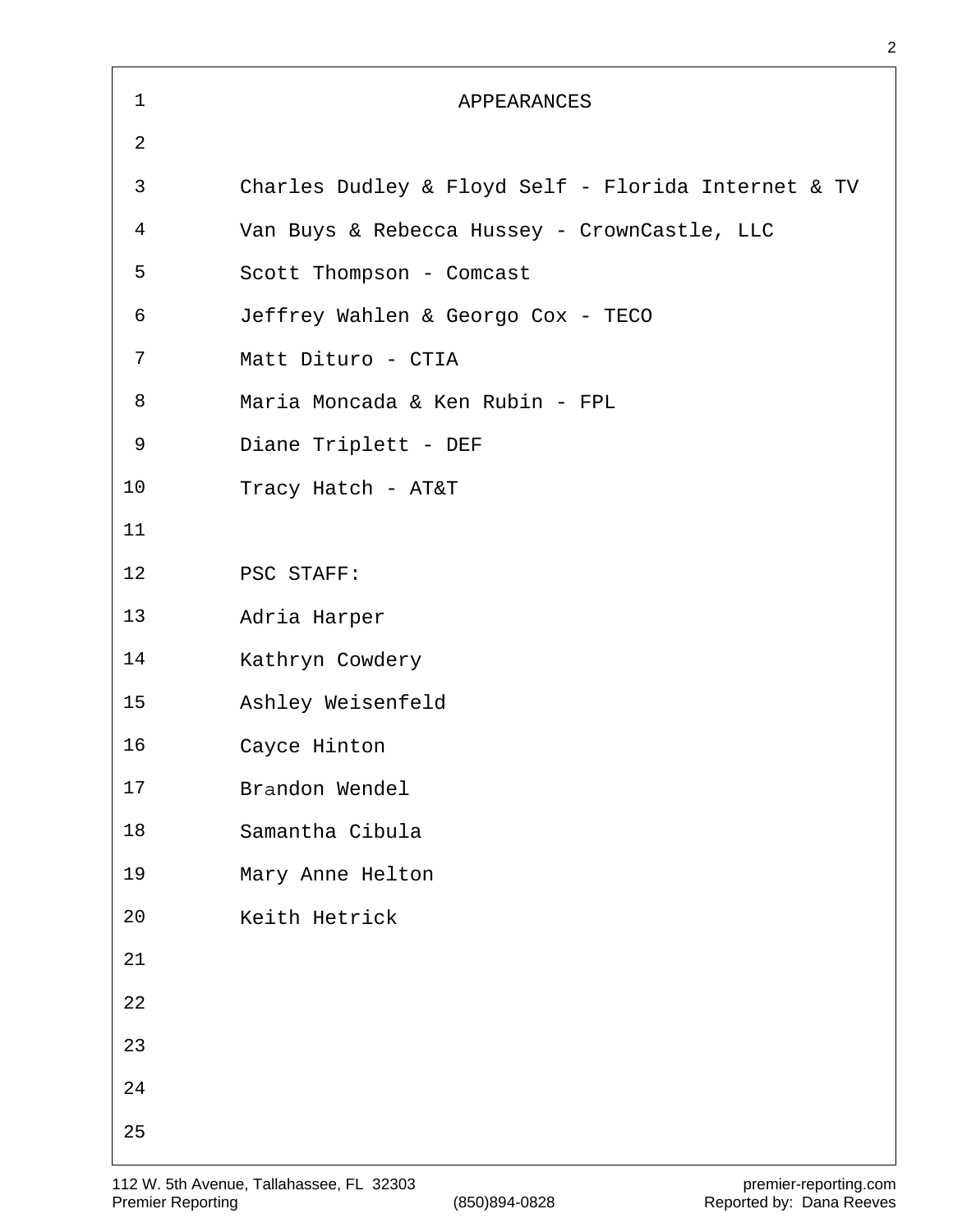# APPEARANCES

Charles Dudley & Floyd Self - Florida Internet & TV

Van Buys & Rebecca Hussey - CrownCastle, LLC

Scott Thompson - Comcast

Jeffrey Wahlen & Georgo Cox - TECO

Matt Dituro - CTIA

Maria Moncada & Ken Rubin - FPL

Diane Triplett - DEF

Tracy Hatch - AT&T

PSC STAFF:

Adria Harper

Kathryn Cowdery

Ashley Weisenfeld

Cayce Hinton

Brandon Wendel

Samantha Cibula

Mary Anne Helton

Keith Hetrick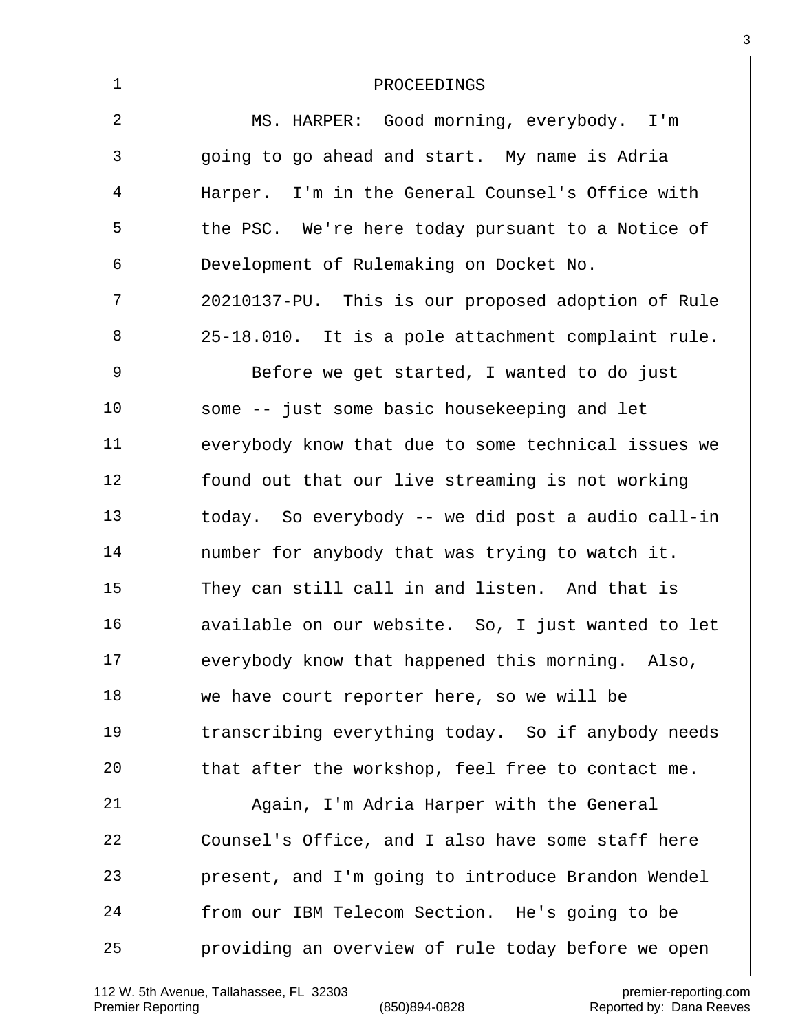PROCEEDINGS

MS. HARPER: Good morning, everybody. I'm going to go ahead and start. My name is Adria Harper. I'm in the General Counsel's Office with the PSC. We're here today pursuant to a Notice of Development of Rulemaking on Docket No. 20210137-PU. This is our proposed adoption of Rule 25-18.010. It is a pole attachment complaint rule.

Before we get started, I wanted to do just some -- just some basic housekeeping and let everybody know that due to some technical issues we found out that our live streaming is not working today. So everybody -- we did post a audio call-in number for anybody that was trying to watch it. They can still call in and listen. And that is available on our website. So, I just wanted to let everybody know that happened this morning. Also, we have court reporter here, so we will be transcribing everything today. So if anybody needs that after the workshop, feel free to contact me.

Again, I'm Adria Harper with the General Counsel's Office, and I also have some staff here present, and I'm going to introduce Brandon Wendel from our IBM Telecom Section. He's going to be providing an overview of rule today before we open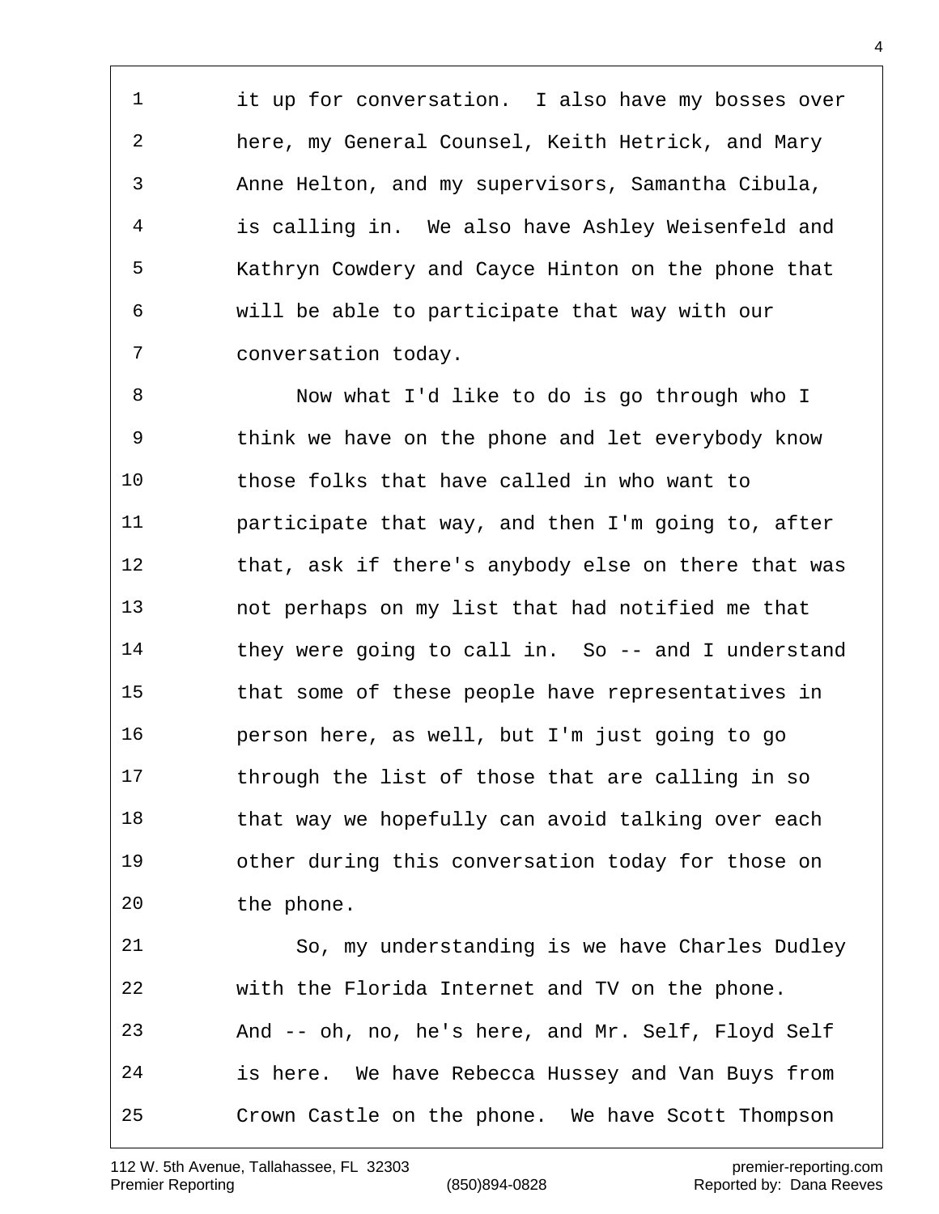it up for conversation. I also have my bosses over here, my General Counsel, Keith Hetrick, and Mary Anne Helton, and my supervisors, Samantha Cibula, is calling in. We also have Ashley Weisenfeld and Kathryn Cowdery and Cayce Hinton on the phone that will be able to participate that way with our conversation today.

Now what I'd like to do is go through who I think we have on the phone and let everybody know those folks that have called in who want to participate that way, and then I'm going to, after that, ask if there's anybody else on there that was not perhaps on my list that had notified me that they were going to call in. So -- and I understand that some of these people have representatives in person here, as well, but I'm just going to go through the list of those that are calling in so that way we hopefully can avoid talking over each other during this conversation today for those on the phone.

So, my understanding is we have Charles Dudley with the Florida Internet and TV on the phone. And -- oh, no, he's here, and Mr. Self, Floyd Self is here. We have Rebecca Hussey and Van Buys from Crown Castle on the phone. We have Scott Thompson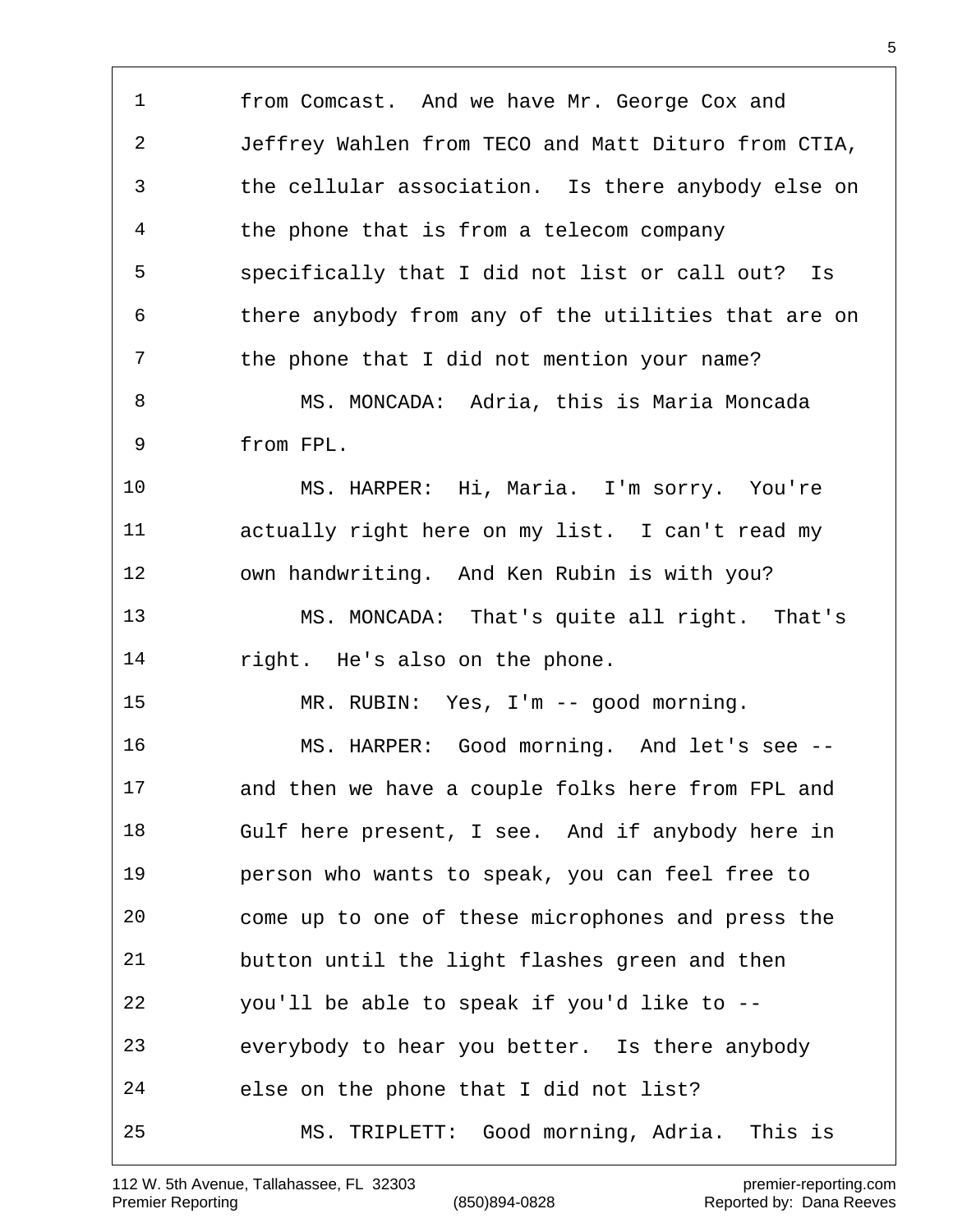1 from Comcast. And we have Mr. George Cox and
2 Jeffrey Wahlen from TECO and Matt Dituro from CTIA,
3 the cellular association. Is there anybody else on
4 the phone that is from a telecom company
5 specifically that I did not list or call out? Is
6 there anybody from any of the utilities that are on
7 the phone that I did not mention your name?
8 MS. MONCADA: Adria, this is Maria Moncada
9 from FPL.
10 MS. HARPER: Hi, Maria. I'm sorry. You're
11 actually right here on my list. I can't read my
12 own handwriting. And Ken Rubin is with you?
13 MS. MONCADA: That's quite all right. That's
14 right. He's also on the phone.
15 MR. RUBIN: Yes, I'm -- good morning.
16 MS. HARPER: Good morning. And let's see --
17 and then we have a couple folks here from FPL and
18 Gulf here present, I see. And if anybody here in
19 person who wants to speak, you can feel free to
20 come up to one of these microphones and press the
21 button until the light flashes green and then
22 you'll be able to speak if you'd like to --
23 everybody to hear you better. Is there anybody
24 else on the phone that I did not list?
25 MS. TRIPLETT: Good morning, Adria. This is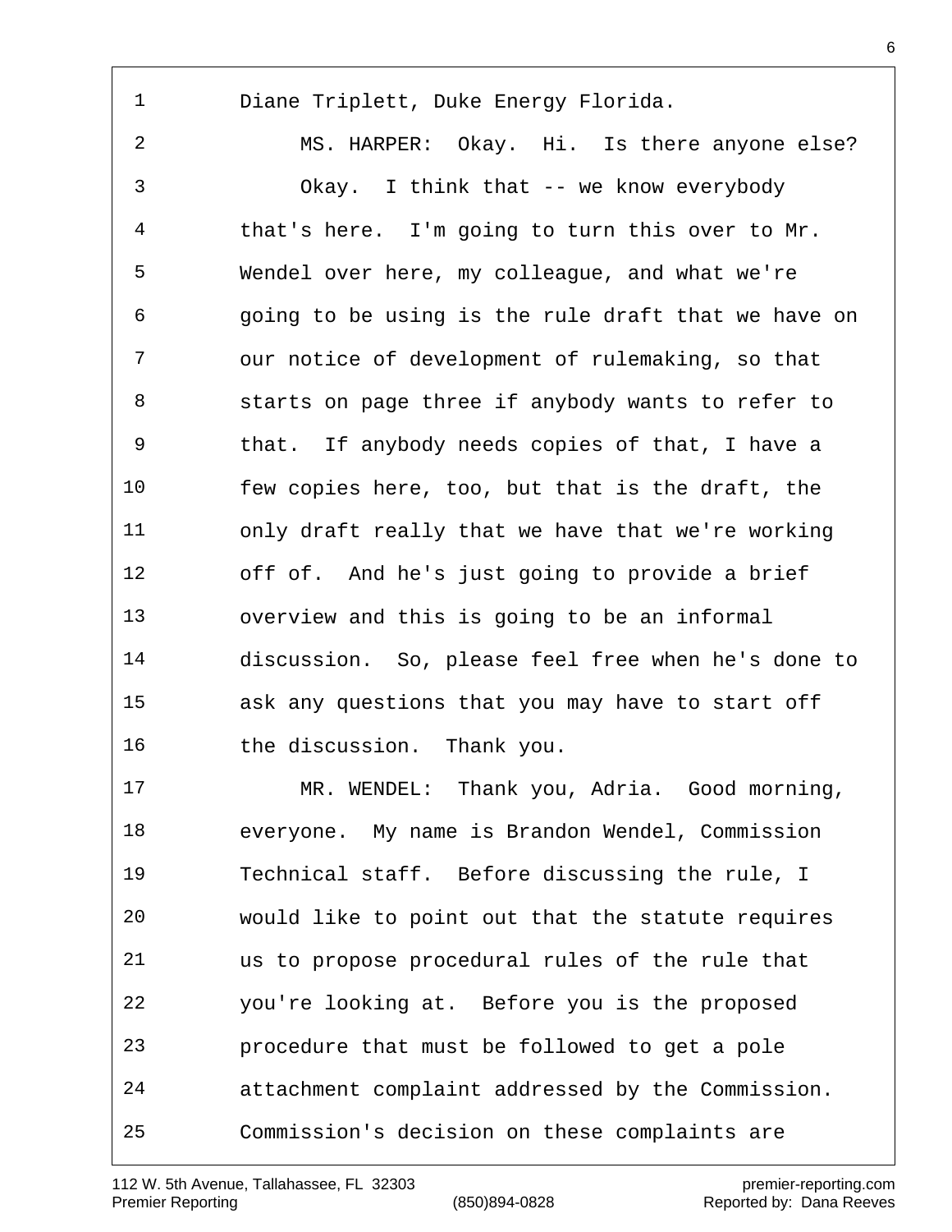Diane Triplett, Duke Energy Florida.

MS. HARPER: Okay. Hi. Is there anyone else?

Okay. I think that -- we know everybody that's here. I'm going to turn this over to Mr. Wendel over here, my colleague, and what we're going to be using is the rule draft that we have on our notice of development of rulemaking, so that starts on page three if anybody wants to refer to that. If anybody needs copies of that, I have a few copies here, too, but that is the draft, the only draft really that we have that we're working off of. And he's just going to provide a brief overview and this is going to be an informal discussion. So, please feel free when he's done to ask any questions that you may have to start off the discussion. Thank you.

MR. WENDEL: Thank you, Adria. Good morning, everyone. My name is Brandon Wendel, Commission Technical staff. Before discussing the rule, I would like to point out that the statute requires us to propose procedural rules of the rule that you're looking at. Before you is the proposed procedure that must be followed to get a pole attachment complaint addressed by the Commission. Commission's decision on these complaints are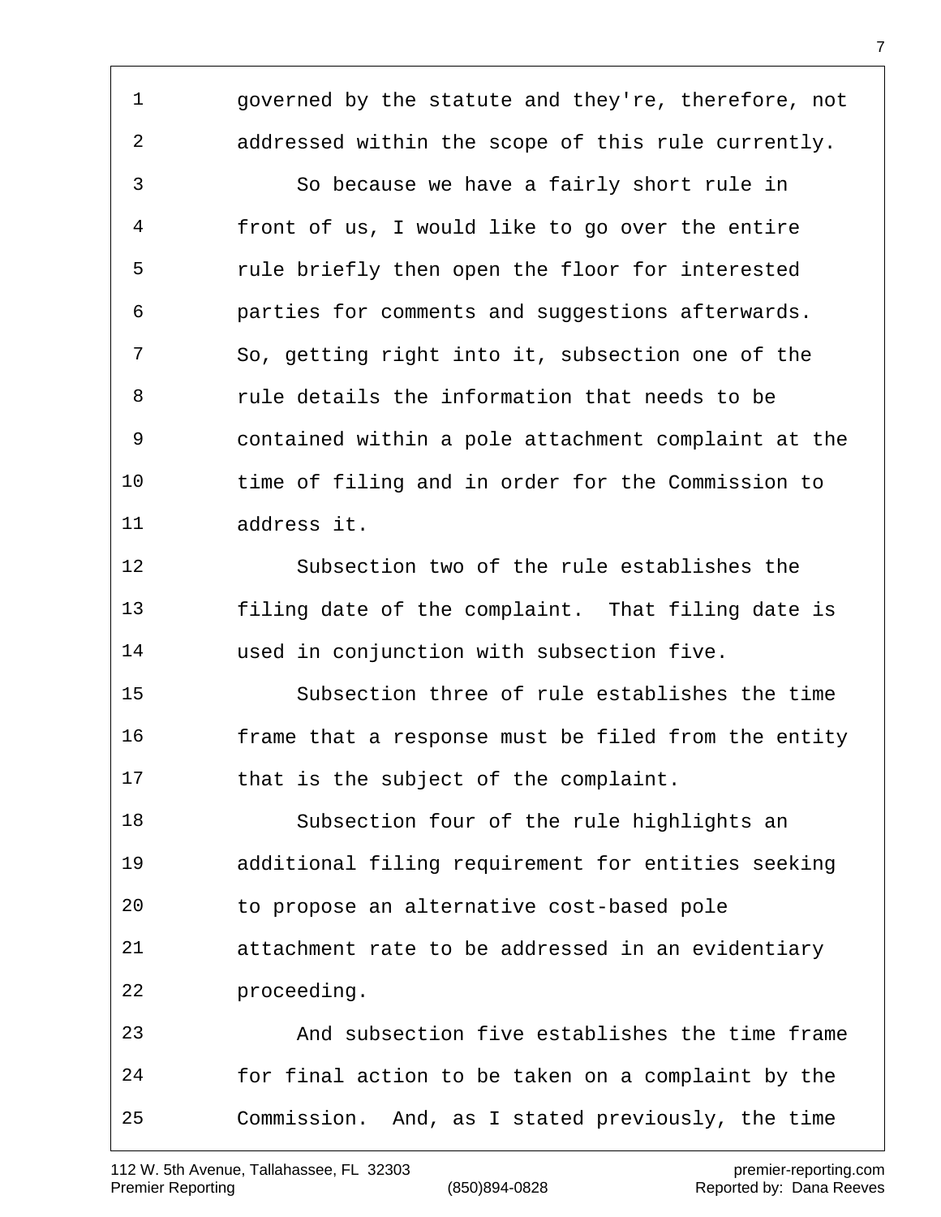governed by the statute and they're, therefore, not addressed within the scope of this rule currently.

So because we have a fairly short rule in front of us, I would like to go over the entire rule briefly then open the floor for interested parties for comments and suggestions afterwards. So, getting right into it, subsection one of the rule details the information that needs to be contained within a pole attachment complaint at the time of filing and in order for the Commission to address it.

Subsection two of the rule establishes the filing date of the complaint. That filing date is used in conjunction with subsection five.

Subsection three of rule establishes the time frame that a response must be filed from the entity that is the subject of the complaint.

Subsection four of the rule highlights an additional filing requirement for entities seeking to propose an alternative cost-based pole attachment rate to be addressed in an evidentiary proceeding.

And subsection five establishes the time frame for final action to be taken on a complaint by the Commission. And, as I stated previously, the time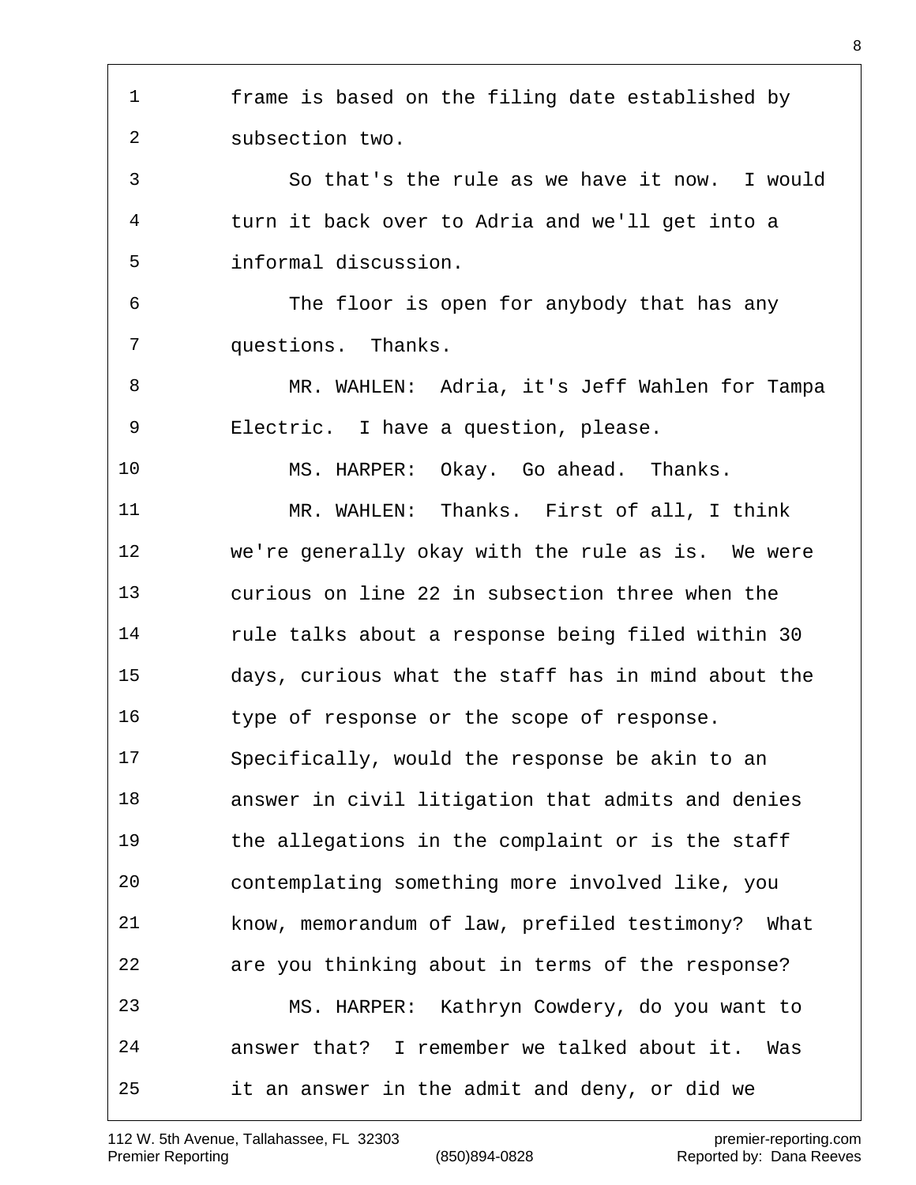frame is based on the filing date established by subsection two.

So that's the rule as we have it now. I would turn it back over to Adria and we'll get into a informal discussion.

The floor is open for anybody that has any questions. Thanks.

MR. WAHLEN: Adria, it's Jeff Wahlen for Tampa Electric. I have a question, please.

MS. HARPER: Okay. Go ahead. Thanks.

MR. WAHLEN: Thanks. First of all, I think we're generally okay with the rule as is. We were curious on line 22 in subsection three when the rule talks about a response being filed within 30 days, curious what the staff has in mind about the type of response or the scope of response. Specifically, would the response be akin to an answer in civil litigation that admits and denies the allegations in the complaint or is the staff contemplating something more involved like, you know, memorandum of law, prefiled testimony? What are you thinking about in terms of the response?

MS. HARPER: Kathryn Cowdery, do you want to answer that? I remember we talked about it. Was it an answer in the admit and deny, or did we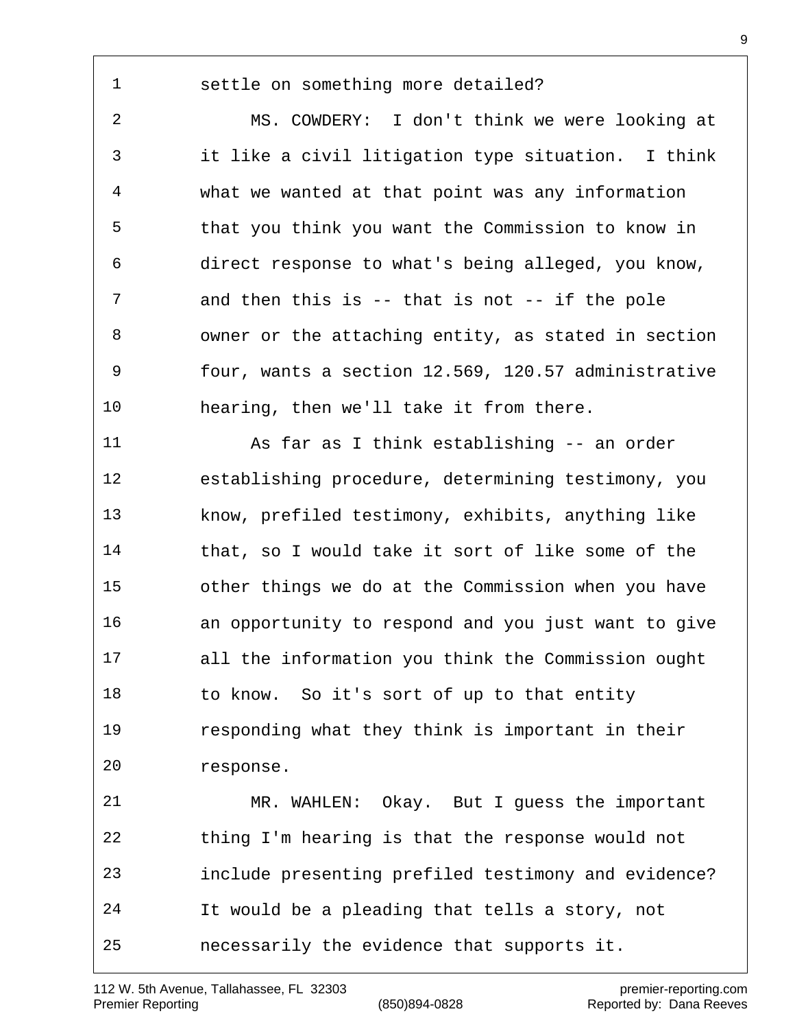1 settle on something more detailed?

2 MS. COWDERY: I don't think we were looking at

3 it like a civil litigation type situation. I think

4 what we wanted at that point was any information

5 that you think you want the Commission to know in

6 direct response to what's being alleged, you know,

7 and then this is -- that is not -- if the pole

8 owner or the attaching entity, as stated in section

9 four, wants a section 12.569, 120.57 administrative

10 hearing, then we'll take it from there.

11 As far as I think establishing -- an order

12 establishing procedure, determining testimony, you

13 know, prefiled testimony, exhibits, anything like

14 that, so I would take it sort of like some of the

15 other things we do at the Commission when you have

16 an opportunity to respond and you just want to give

17 all the information you think the Commission ought

18 to know. So it's sort of up to that entity

19 responding what they think is important in their

20 response.

21 MR. WAHLEN: Okay. But I guess the important

22 thing I'm hearing is that the response would not

23 include presenting prefiled testimony and evidence?

24 It would be a pleading that tells a story, not

25 necessarily the evidence that supports it.

112 W. 5th Avenue, Tallahassee, FL 32303 premier-reporting.com
Premier Reporting (850)894-0828 Reported by: Dana Reeves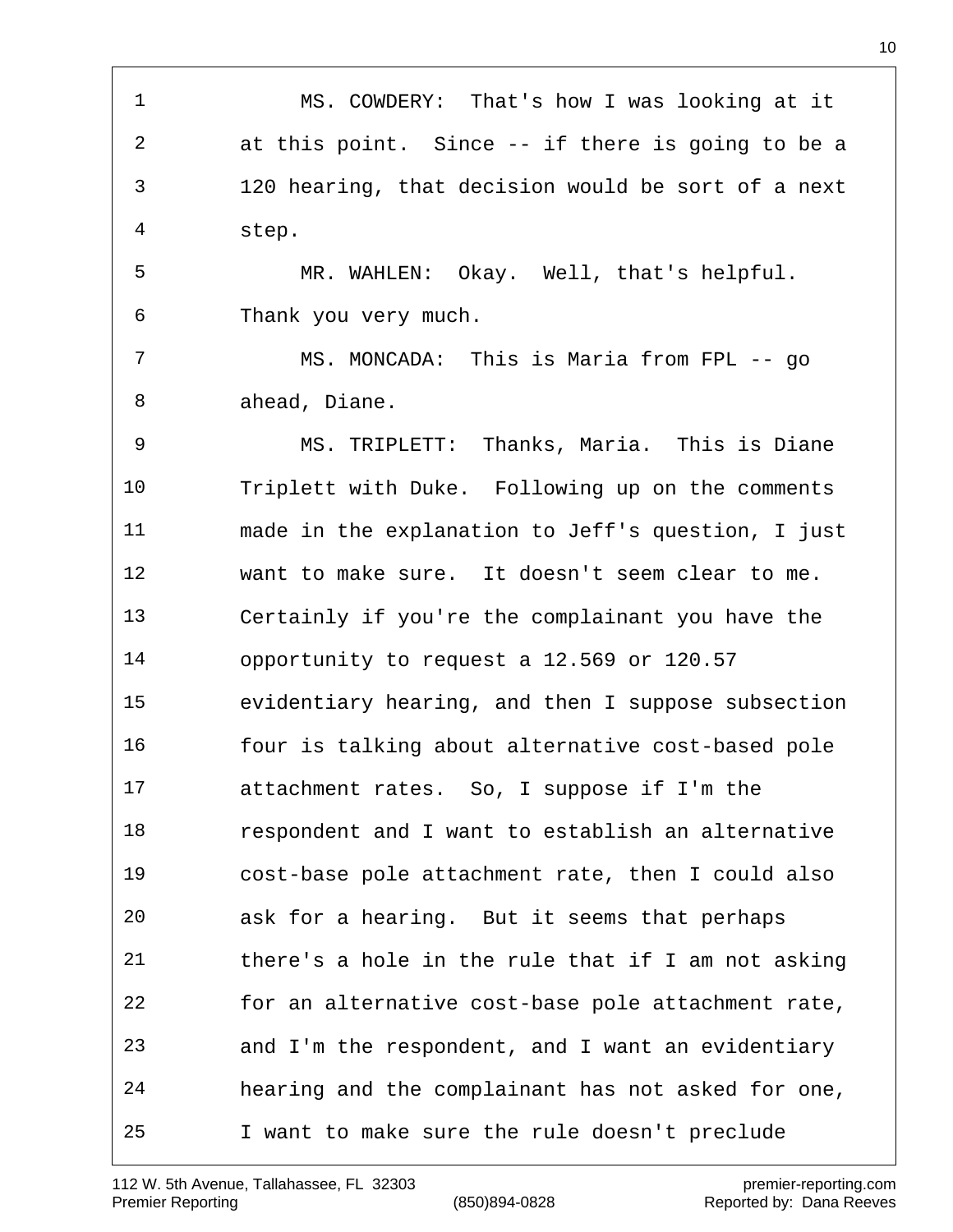MS. COWDERY: That's how I was looking at it at this point. Since -- if there is going to be a 120 hearing, that decision would be sort of a next step.

MR. WAHLEN: Okay. Well, that's helpful. Thank you very much.

MS. MONCADA: This is Maria from FPL -- go ahead, Diane.

MS. TRIPLETT: Thanks, Maria. This is Diane Triplett with Duke. Following up on the comments made in the explanation to Jeff's question, I just want to make sure. It doesn't seem clear to me. Certainly if you're the complainant you have the opportunity to request a 12.569 or 120.57 evidentiary hearing, and then I suppose subsection four is talking about alternative cost-based pole attachment rates. So, I suppose if I'm the respondent and I want to establish an alternative cost-base pole attachment rate, then I could also ask for a hearing. But it seems that perhaps there's a hole in the rule that if I am not asking for an alternative cost-base pole attachment rate, and I'm the respondent, and I want an evidentiary hearing and the complainant has not asked for one, I want to make sure the rule doesn't preclude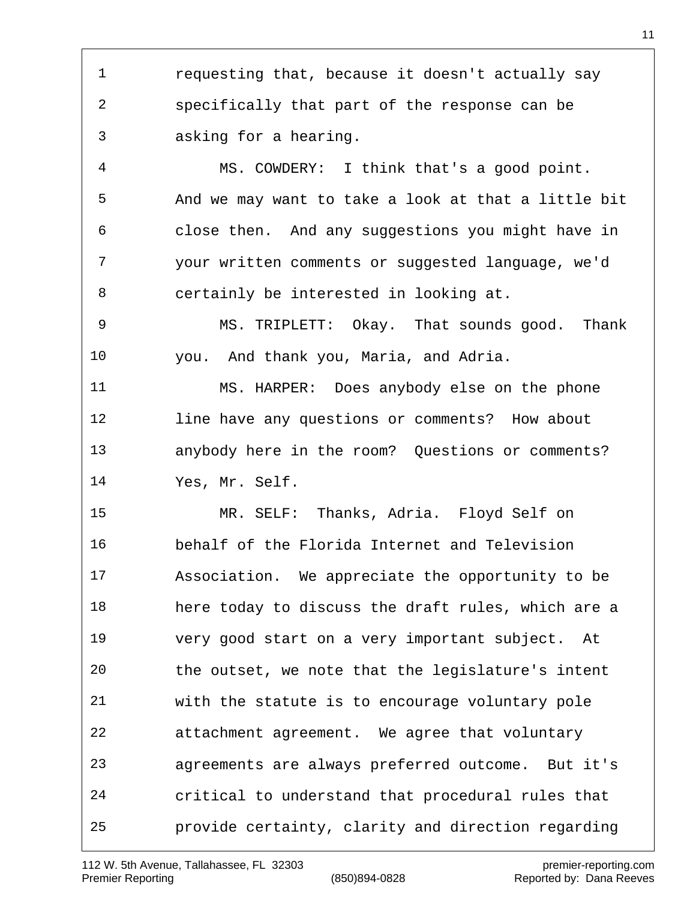1 requesting that, because it doesn't actually say
2 specifically that part of the response can be
3 asking for a hearing.
4 MS. COWDERY: I think that's a good point.
5 And we may want to take a look at that a little bit
6 close then. And any suggestions you might have in
7 your written comments or suggested language, we'd
8 certainly be interested in looking at.
9 MS. TRIPLETT: Okay. That sounds good. Thank
10 you. And thank you, Maria, and Adria.
11 MS. HARPER: Does anybody else on the phone
12 line have any questions or comments? How about
13 anybody here in the room? Questions or comments?
14 Yes, Mr. Self.
15 MR. SELF: Thanks, Adria. Floyd Self on
16 behalf of the Florida Internet and Television
17 Association. We appreciate the opportunity to be
18 here today to discuss the draft rules, which are a
19 very good start on a very important subject. At
20 the outset, we note that the legislature's intent
21 with the statute is to encourage voluntary pole
22 attachment agreement. We agree that voluntary
23 agreements are always preferred outcome. But it's
24 critical to understand that procedural rules that
25 provide certainty, clarity and direction regarding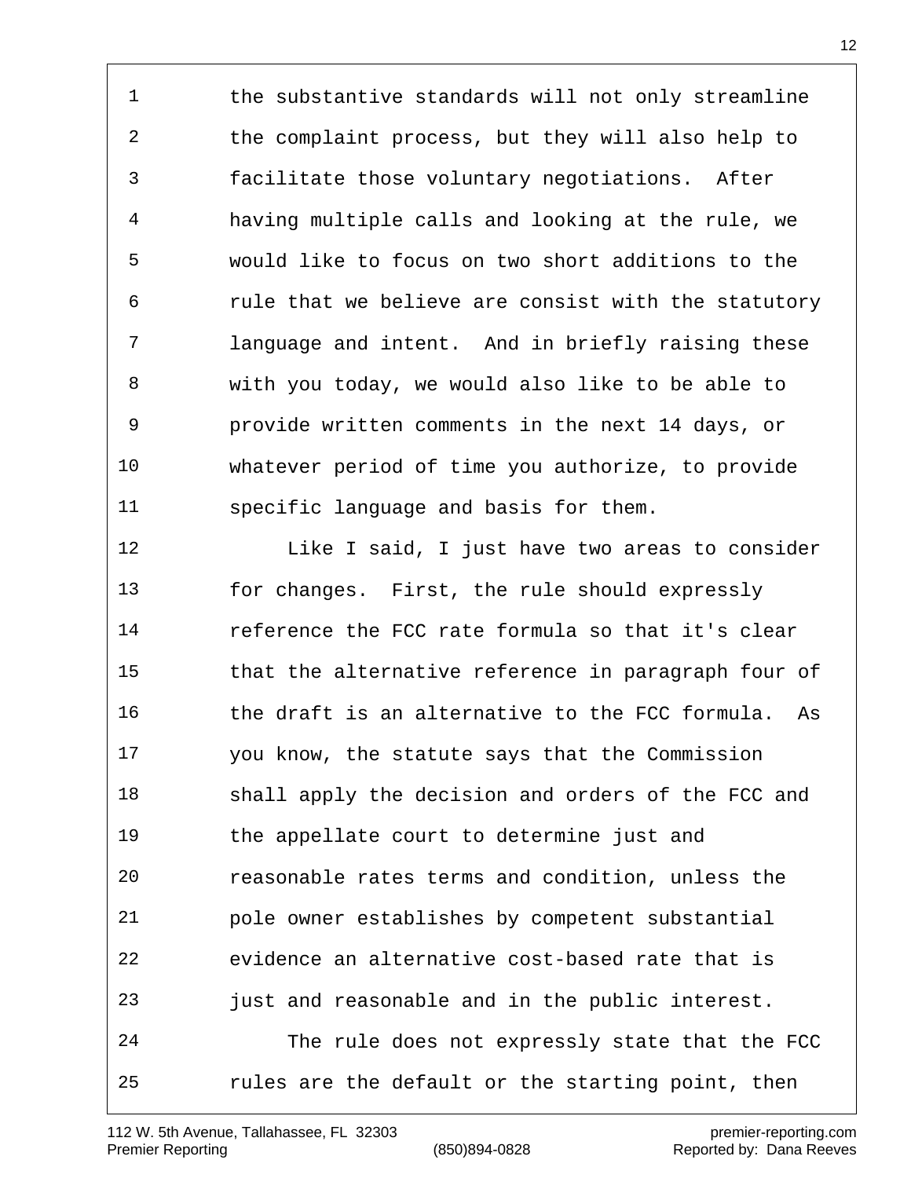the substantive standards will not only streamline the complaint process, but they will also help to facilitate those voluntary negotiations. After having multiple calls and looking at the rule, we would like to focus on two short additions to the rule that we believe are consist with the statutory language and intent. And in briefly raising these with you today, we would also like to be able to provide written comments in the next 14 days, or whatever period of time you authorize, to provide specific language and basis for them.

Like I said, I just have two areas to consider for changes. First, the rule should expressly reference the FCC rate formula so that it's clear that the alternative reference in paragraph four of the draft is an alternative to the FCC formula. As you know, the statute says that the Commission shall apply the decision and orders of the FCC and the appellate court to determine just and reasonable rates terms and condition, unless the pole owner establishes by competent substantial evidence an alternative cost-based rate that is just and reasonable and in the public interest.

The rule does not expressly state that the FCC rules are the default or the starting point, then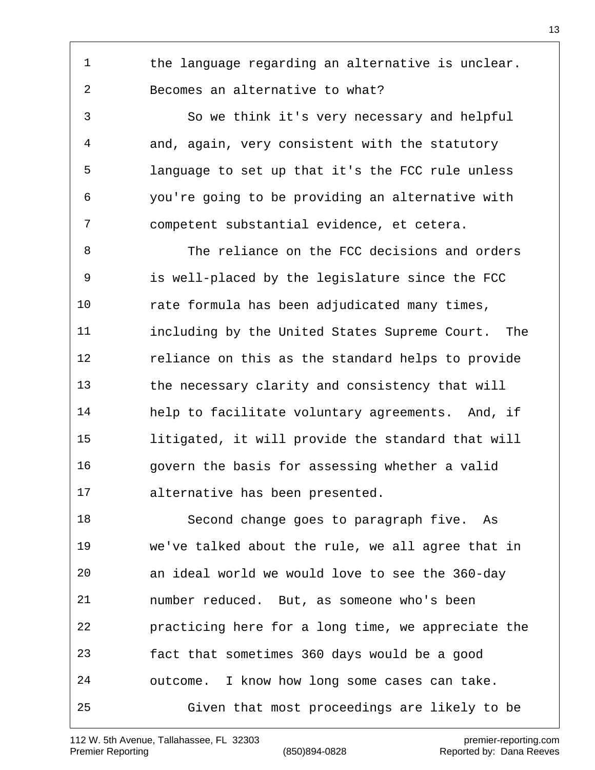the language regarding an alternative is unclear. Becomes an alternative to what?

So we think it's very necessary and helpful and, again, very consistent with the statutory language to set up that it's the FCC rule unless you're going to be providing an alternative with competent substantial evidence, et cetera.

The reliance on the FCC decisions and orders is well-placed by the legislature since the FCC rate formula has been adjudicated many times, including by the United States Supreme Court. The reliance on this as the standard helps to provide the necessary clarity and consistency that will help to facilitate voluntary agreements. And, if litigated, it will provide the standard that will govern the basis for assessing whether a valid alternative has been presented.

Second change goes to paragraph five. As we've talked about the rule, we all agree that in an ideal world we would love to see the 360-day number reduced. But, as someone who's been practicing here for a long time, we appreciate the fact that sometimes 360 days would be a good outcome. I know how long some cases can take.

Given that most proceedings are likely to be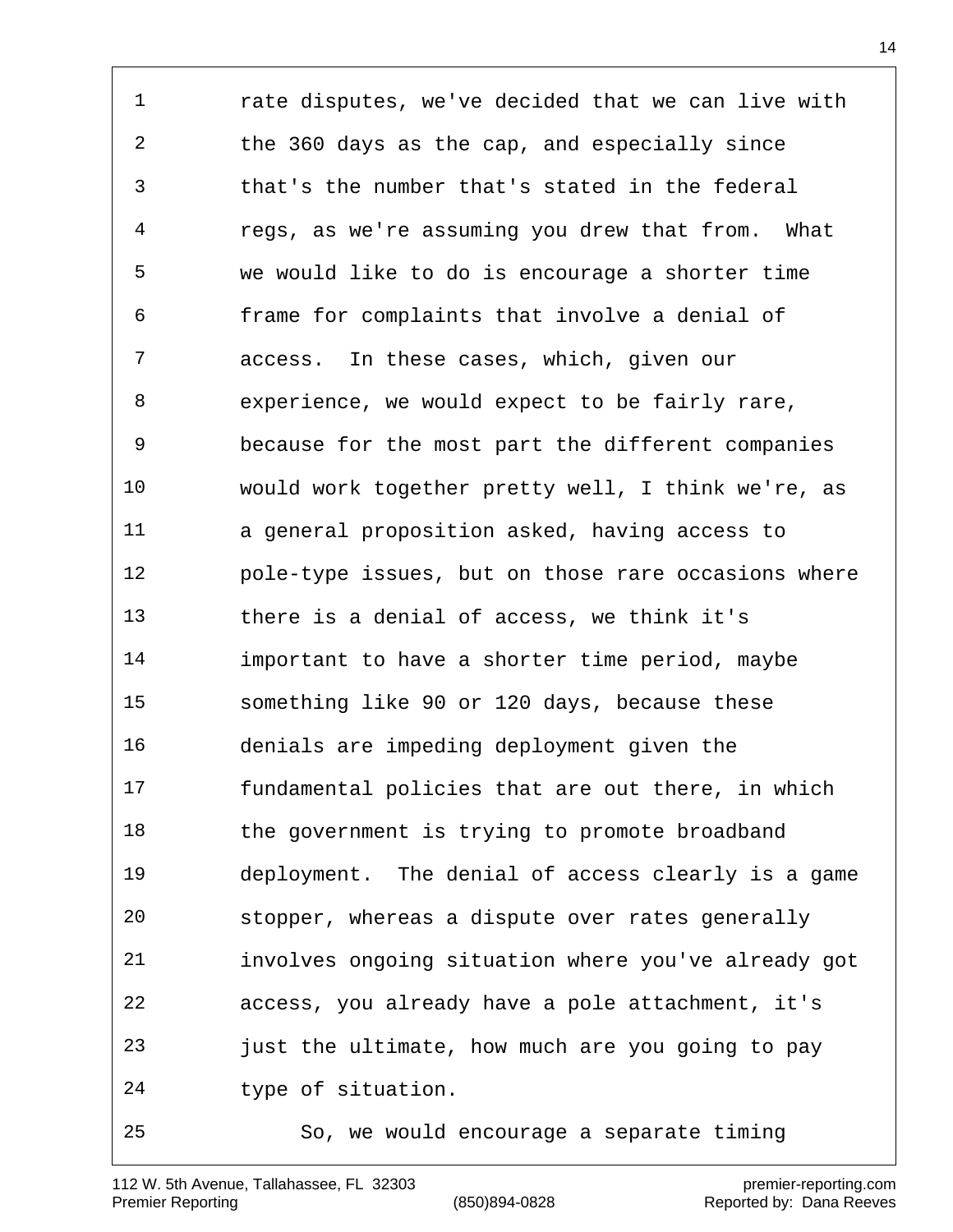rate disputes, we've decided that we can live with the 360 days as the cap, and especially since that's the number that's stated in the federal regs, as we're assuming you drew that from. What we would like to do is encourage a shorter time frame for complaints that involve a denial of access. In these cases, which, given our experience, we would expect to be fairly rare, because for the most part the different companies would work together pretty well, I think we're, as a general proposition asked, having access to pole-type issues, but on those rare occasions where there is a denial of access, we think it's important to have a shorter time period, maybe something like 90 or 120 days, because these denials are impeding deployment given the fundamental policies that are out there, in which the government is trying to promote broadband deployment. The denial of access clearly is a game stopper, whereas a dispute over rates generally involves ongoing situation where you've already got access, you already have a pole attachment, it's just the ultimate, how much are you going to pay type of situation.

So, we would encourage a separate timing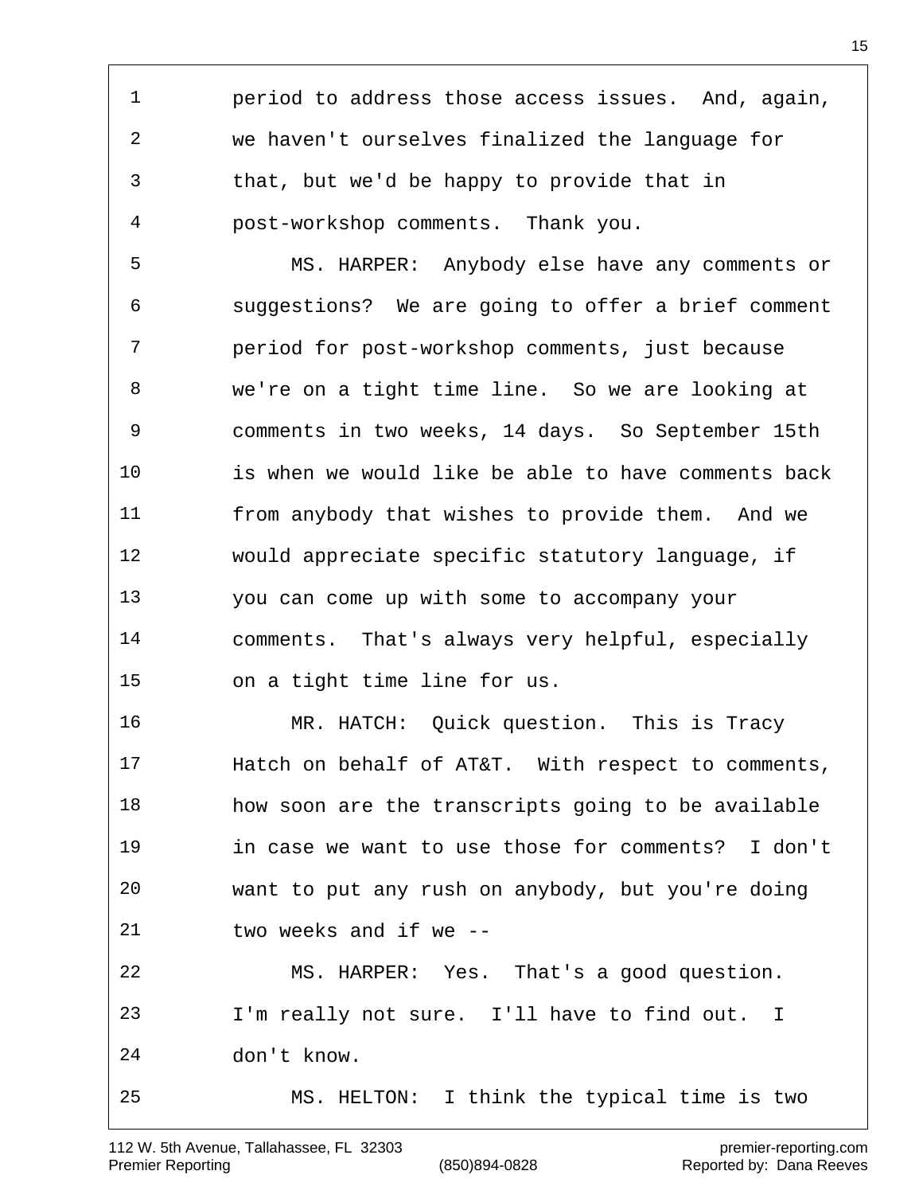period to address those access issues. And, again, we haven't ourselves finalized the language for that, but we'd be happy to provide that in post-workshop comments. Thank you.

MS. HARPER: Anybody else have any comments or suggestions? We are going to offer a brief comment period for post-workshop comments, just because we're on a tight time line. So we are looking at comments in two weeks, 14 days. So September 15th is when we would like be able to have comments back from anybody that wishes to provide them. And we would appreciate specific statutory language, if you can come up with some to accompany your comments. That's always very helpful, especially on a tight time line for us.

MR. HATCH: Quick question. This is Tracy Hatch on behalf of AT&T. With respect to comments, how soon are the transcripts going to be available in case we want to use those for comments? I don't want to put any rush on anybody, but you're doing two weeks and if we --

MS. HARPER: Yes. That's a good question. I'm really not sure. I'll have to find out. I don't know.

MS. HELTON: I think the typical time is two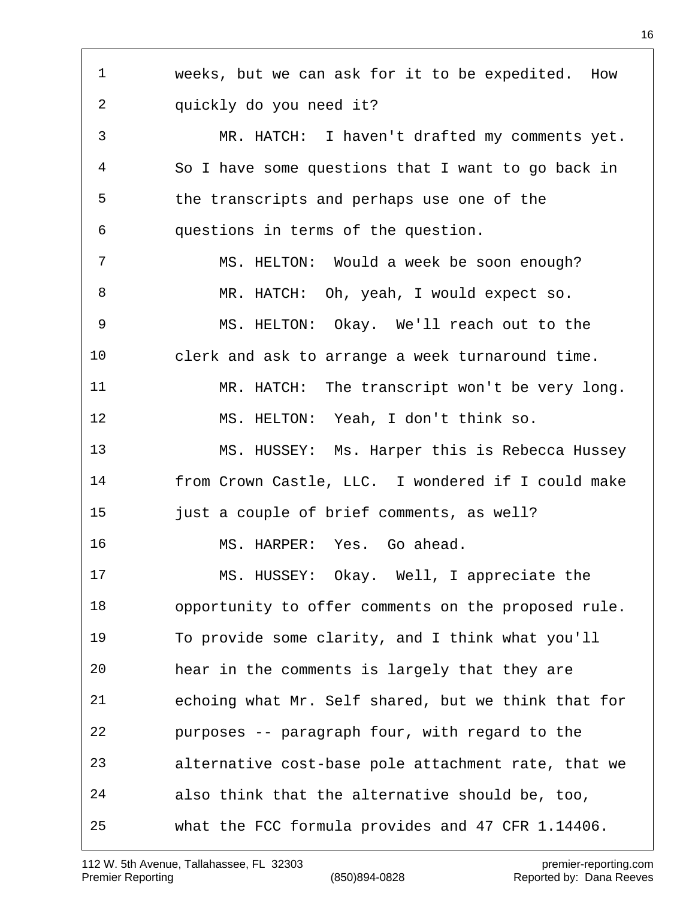weeks, but we can ask for it to be expedited. How quickly do you need it?

MR. HATCH: I haven't drafted my comments yet. So I have some questions that I want to go back in the transcripts and perhaps use one of the questions in terms of the question.

MS. HELTON: Would a week be soon enough?

MR. HATCH: Oh, yeah, I would expect so.

MS. HELTON: Okay. We'll reach out to the clerk and ask to arrange a week turnaround time.

MR. HATCH: The transcript won't be very long.

MS. HELTON: Yeah, I don't think so.

MS. HUSSEY: Ms. Harper this is Rebecca Hussey from Crown Castle, LLC. I wondered if I could make just a couple of brief comments, as well?

MS. HARPER: Yes. Go ahead.

MS. HUSSEY: Okay. Well, I appreciate the opportunity to offer comments on the proposed rule. To provide some clarity, and I think what you'll hear in the comments is largely that they are echoing what Mr. Self shared, but we think that for purposes -- paragraph four, with regard to the alternative cost-base pole attachment rate, that we also think that the alternative should be, too, what the FCC formula provides and 47 CFR 1.14406.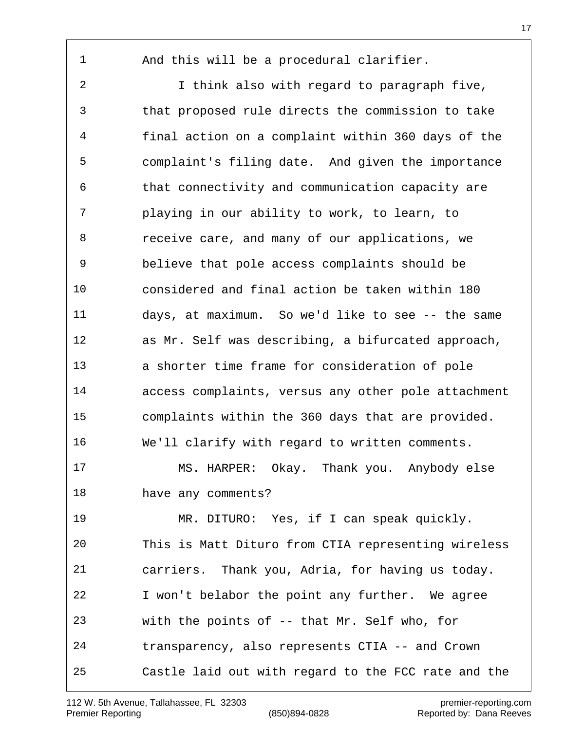And this will be a procedural clarifier.

I think also with regard to paragraph five, that proposed rule directs the commission to take final action on a complaint within 360 days of the complaint's filing date. And given the importance that connectivity and communication capacity are playing in our ability to work, to learn, to receive care, and many of our applications, we believe that pole access complaints should be considered and final action be taken within 180 days, at maximum. So we'd like to see -- the same as Mr. Self was describing, a bifurcated approach, a shorter time frame for consideration of pole access complaints, versus any other pole attachment complaints within the 360 days that are provided. We'll clarify with regard to written comments.

MS. HARPER: Okay. Thank you. Anybody else have any comments?

MR. DITURO: Yes, if I can speak quickly. This is Matt Dituro from CTIA representing wireless carriers. Thank you, Adria, for having us today. I won't belabor the point any further. We agree with the points of -- that Mr. Self who, for transparency, also represents CTIA -- and Crown Castle laid out with regard to the FCC rate and the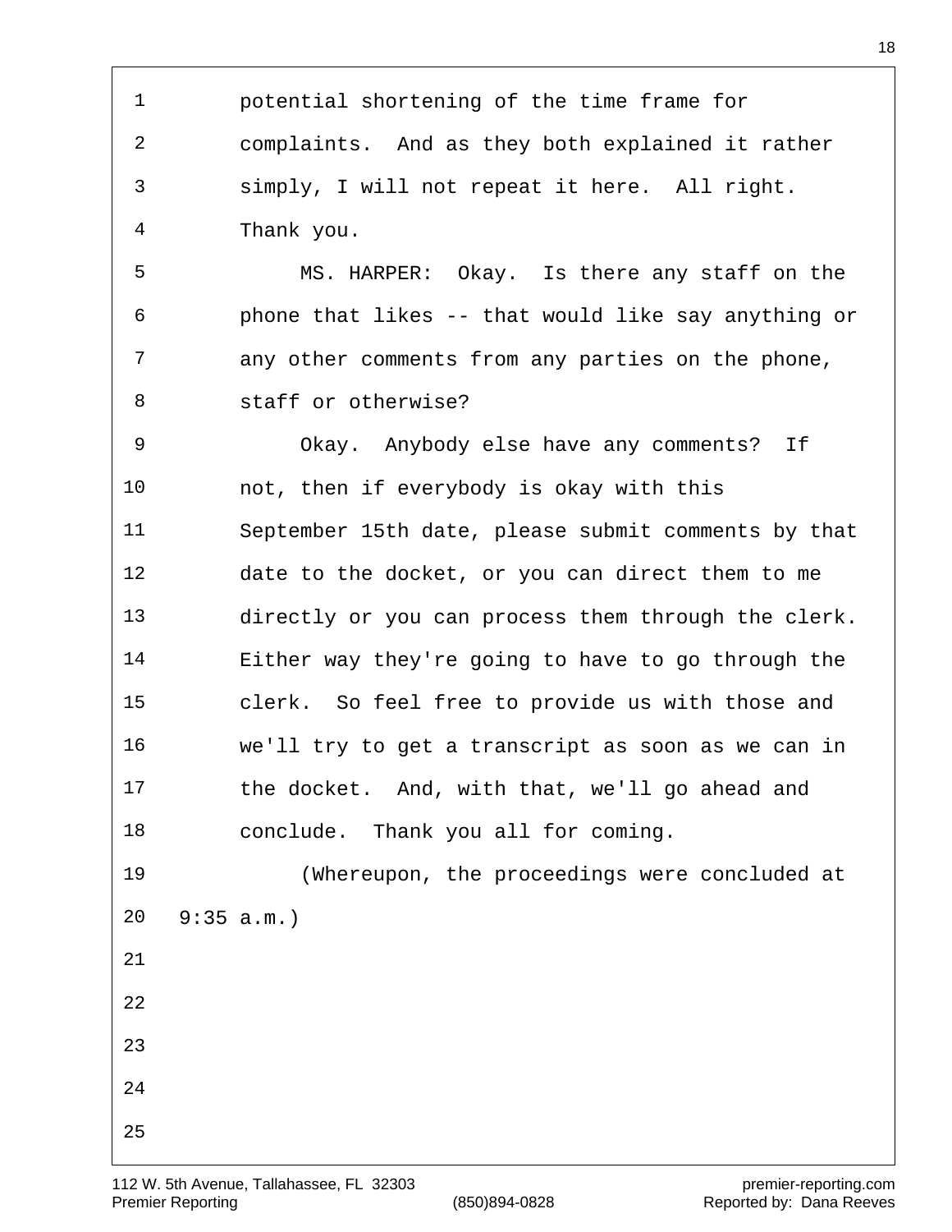potential shortening of the time frame for complaints. And as they both explained it rather simply, I will not repeat it here. All right. Thank you.

MS. HARPER: Okay. Is there any staff on the phone that likes -- that would like say anything or any other comments from any parties on the phone, staff or otherwise?

Okay. Anybody else have any comments? If not, then if everybody is okay with this September 15th date, please submit comments by that date to the docket, or you can direct them to me directly or you can process them through the clerk. Either way they're going to have to go through the clerk. So feel free to provide us with those and we'll try to get a transcript as soon as we can in the docket. And, with that, we'll go ahead and conclude. Thank you all for coming.

(Whereupon, the proceedings were concluded at 9:35 a.m.)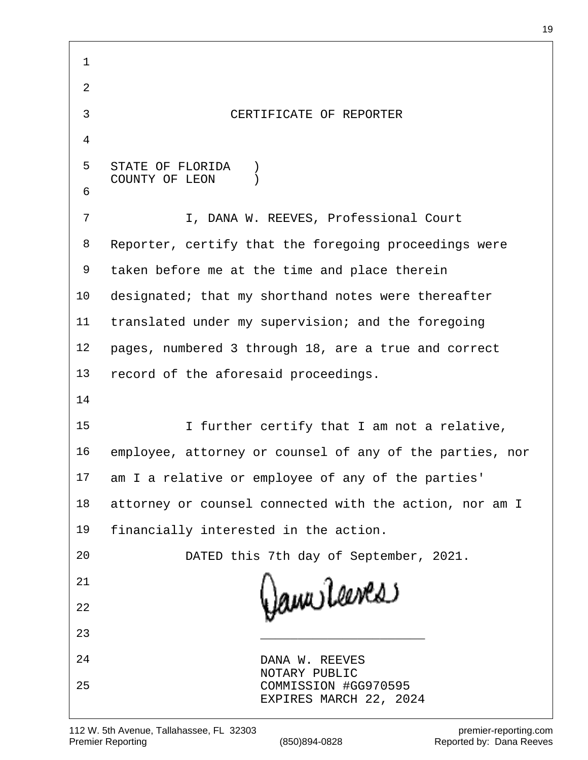# CERTIFICATE OF REPORTER

STATE OF FLORIDA )
COUNTY OF LEON )

I, DANA W. REEVES, Professional Court Reporter, certify that the foregoing proceedings were taken before me at the time and place therein designated; that my shorthand notes were thereafter translated under my supervision; and the foregoing pages, numbered 3 through 18, are a true and correct record of the aforesaid proceedings.

I further certify that I am not a relative, employee, attorney or counsel of any of the parties, nor am I a relative or employee of any of the parties' attorney or counsel connected with the action, nor am I financially interested in the action.

DATED this 7th day of September, 2021.

Dana Reeves

______________________

DANA W. REEVES
NOTARY PUBLIC
COMMISSION #GG970595
EXPIRES MARCH 22, 2024